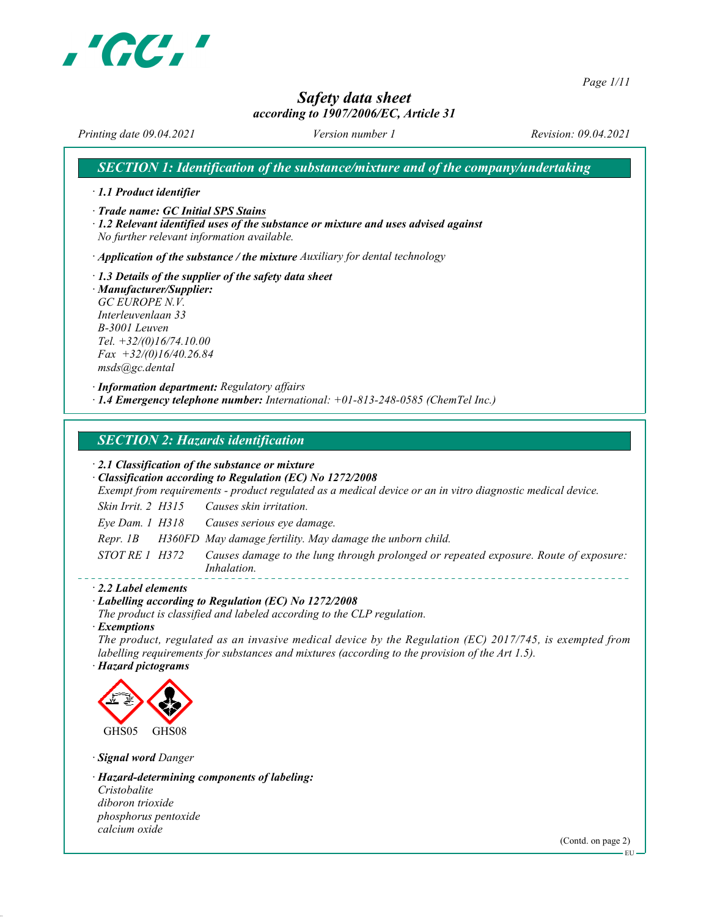# Safety data sheet
*according to 1907/2006/EC, Article 31*

*Printing date 09.04.2021* *Version number 1* *Revision: 09.04.2021*

## SECTION 1: Identification of the substance/mixture and of the company/undertaking

· **1.1 Product identifier**

· **Trade name: GC Initial SPS Stains**

· **1.2 Relevant identified uses of the substance or mixture and uses advised against**
No further relevant information available.

· **Application of the substance / the mixture** Auxiliary for dental technology

· **1.3 Details of the supplier of the safety data sheet**

· **Manufacturer/Supplier:**
GC EUROPE N.V.
Interleuvenlaan 33
B-3001 Leuven
Tel. +32/(0)16/74.10.00
Fax +32/(0)16/40.26.84
msds@gc.dental

· **Information department:** Regulatory affairs

· **1.4 Emergency telephone number:** International: +01-813-248-0585 (ChemTel Inc.)

## SECTION 2: Hazards identification

· **2.1 Classification of the substance or mixture**

· **Classification according to Regulation (EC) No 1272/2008**
Exempt from requirements - product regulated as a medical device or an in vitro diagnostic medical device.

| | | |
|---|---|---|
| Skin Irrit. 2 | H315 | Causes skin irritation. |
| Eye Dam. 1 | H318 | Causes serious eye damage. |
| Repr. 1B | H360FD | May damage fertility. May damage the unborn child. |
| STOT RE 1 | H372 | Causes damage to the lung through prolonged or repeated exposure. Route of exposure: Inhalation. |

· **2.2 Label elements**

· **Labelling according to Regulation (EC) No 1272/2008**
The product is classified and labeled according to the CLP regulation.

· **Exemptions**
The product, regulated as an invasive medical device by the Regulation (EC) 2017/745, is exempted from labelling requirements for substances and mixtures (according to the provision of the Art 1.5).

· **Hazard pictograms**

GHS05 GHS08

· **Signal word** Danger

· **Hazard-determining components of labeling:**
Cristobalite
diboron trioxide
phosphorus pentoxide
calcium oxide

(Contd. on page 2)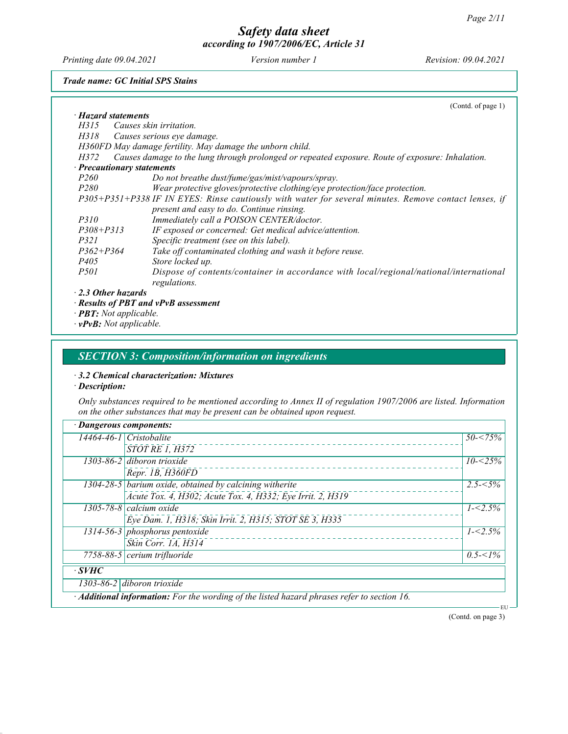*Trade name: GC Initial SPS Stains*

(Contd. of page 1)

**· Hazard statements**

H315 Causes skin irritation.
H318 Causes serious eye damage.
H360FD May damage fertility. May damage the unborn child.
H372 Causes damage to the lung through prolonged or repeated exposure. Route of exposure: Inhalation.

**· Precautionary statements**

| | |
|---|---|
| P260 | Do not breathe dust/fume/gas/mist/vapours/spray. |
| P280 | Wear protective gloves/protective clothing/eye protection/face protection. |
| P305+P351+P338 | IF IN EYES: Rinse cautiously with water for several minutes. Remove contact lenses, if present and easy to do. Continue rinsing. |
| P310 | Immediately call a POISON CENTER/doctor. |
| P308+P313 | IF exposed or concerned: Get medical advice/attention. |
| P321 | Specific treatment (see on this label). |
| P362+P364 | Take off contaminated clothing and wash it before reuse. |
| P405 | Store locked up. |
| P501 | Dispose of contents/container in accordance with local/regional/national/international regulations. |

**· 2.3 Other hazards**

**· Results of PBT and vPvB assessment**

**· PBT:** Not applicable.

**· vPvB:** Not applicable.

## SECTION 3: Composition/information on ingredients

**· 3.2 Chemical characterization: Mixtures**

**· Description:**

Only substances required to be mentioned according to Annex II of regulation 1907/2006 are listed. Information on the other substances that may be present can be obtained upon request.

**· Dangerous components:**

| CAS | Component | Concentration |
|---|---|---|
| 14464-46-1 | Cristobalite<br>STOT RE 1, H372 | 50-<75% |
| 1303-86-2 | diboron trioxide<br>Repr. 1B, H360FD | 10-<25% |
| 1304-28-5 | barium oxide, obtained by calcining witherite<br>Acute Tox. 4, H302; Acute Tox. 4, H332; Eye Irrit. 2, H319 | 2.5-<5% |
| 1305-78-8 | calcium oxide<br>Eye Dam. 1, H318; Skin Irrit. 2, H315; STOT SE 3, H335 | 1-<2.5% |
| 1314-56-3 | phosphorus pentoxide<br>Skin Corr. 1A, H314 | 1-<2.5% |
| 7758-88-5 | cerium trifluoride | 0.5-<1% |

**· SVHC**

| | |
|---|---|
| 1303-86-2 | diboron trioxide |

**· Additional information:** For the wording of the listed hazard phrases refer to section 16.

(Contd. on page 3)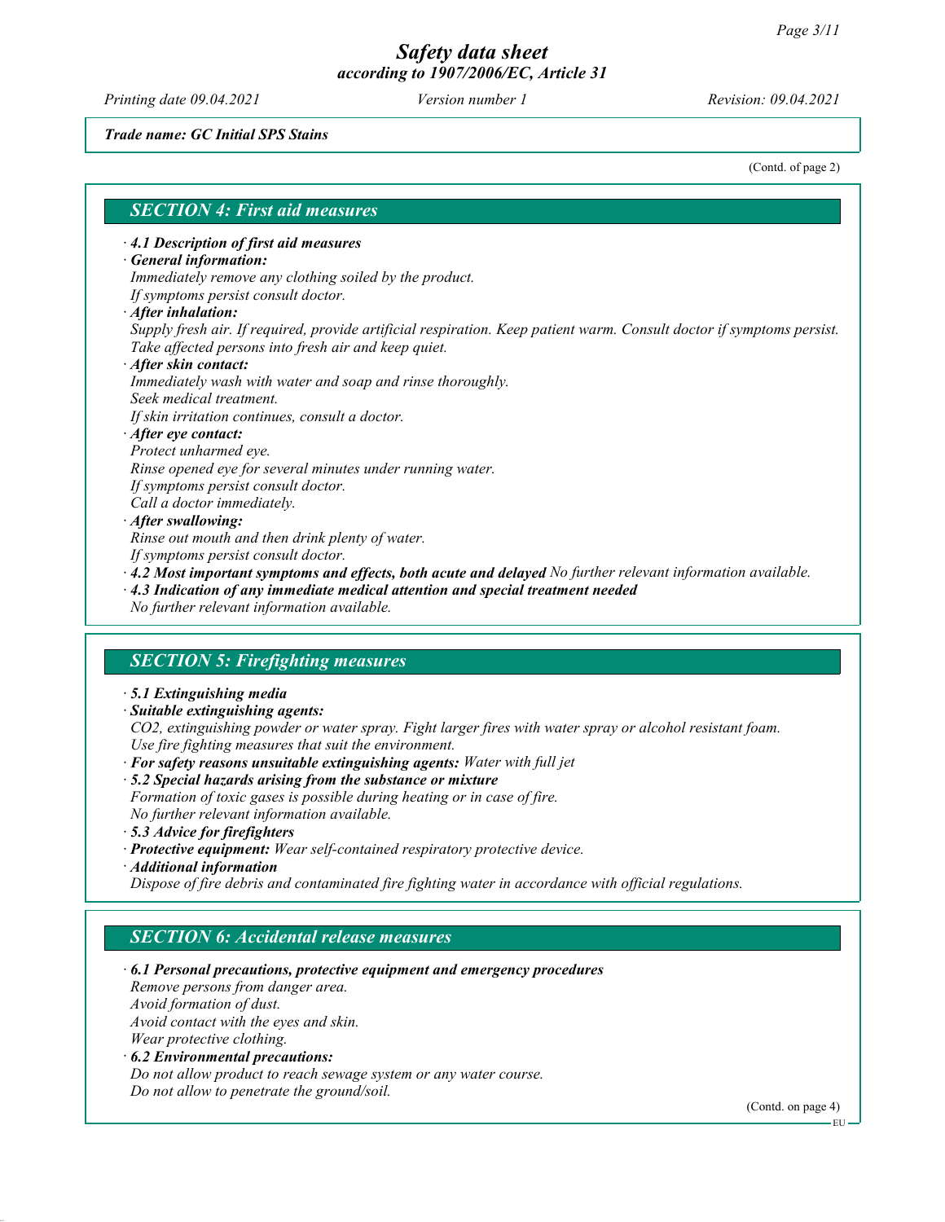# Safety data sheet
## according to 1907/2006/EC, Article 31

*Printing date 09.04.2021* *Version number 1* *Revision: 09.04.2021*

***Trade name: GC Initial SPS Stains***

(Contd. of page 2)

## SECTION 4: First aid measures

· **4.1 Description of first aid measures**

· **General information:**
Immediately remove any clothing soiled by the product.
If symptoms persist consult doctor.

· **After inhalation:**
Supply fresh air. If required, provide artificial respiration. Keep patient warm. Consult doctor if symptoms persist.
Take affected persons into fresh air and keep quiet.

· **After skin contact:**
Immediately wash with water and soap and rinse thoroughly.
Seek medical treatment.
If skin irritation continues, consult a doctor.

· **After eye contact:**
Protect unharmed eye.
Rinse opened eye for several minutes under running water.
If symptoms persist consult doctor.
Call a doctor immediately.

· **After swallowing:**
Rinse out mouth and then drink plenty of water.
If symptoms persist consult doctor.

· **4.2 Most important symptoms and effects, both acute and delayed** No further relevant information available.

· **4.3 Indication of any immediate medical attention and special treatment needed**
No further relevant information available.

## SECTION 5: Firefighting measures

· **5.1 Extinguishing media**

· **Suitable extinguishing agents:**
$CO_2$, extinguishing powder or water spray. Fight larger fires with water spray or alcohol resistant foam.
Use fire fighting measures that suit the environment.

· **For safety reasons unsuitable extinguishing agents:** Water with full jet

· **5.2 Special hazards arising from the substance or mixture**
Formation of toxic gases is possible during heating or in case of fire.
No further relevant information available.

· **5.3 Advice for firefighters**

· **Protective equipment:** Wear self-contained respiratory protective device.

· **Additional information**
Dispose of fire debris and contaminated fire fighting water in accordance with official regulations.

## SECTION 6: Accidental release measures

· **6.1 Personal precautions, protective equipment and emergency procedures**
Remove persons from danger area.
Avoid formation of dust.
Avoid contact with the eyes and skin.
Wear protective clothing.

· **6.2 Environmental precautions:**
Do not allow product to reach sewage system or any water course.
Do not allow to penetrate the ground/soil.

(Contd. on page 4)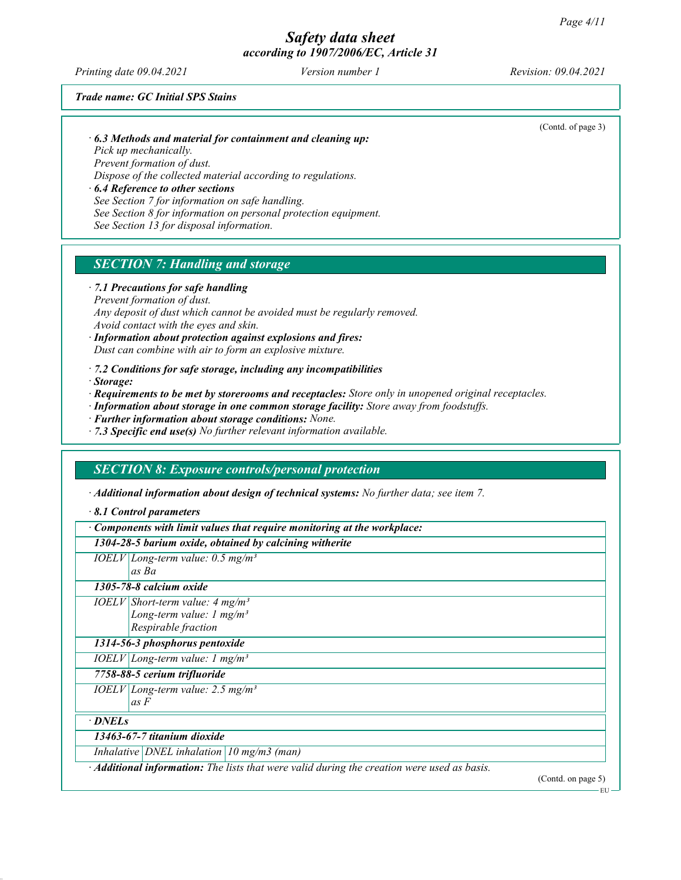Trade name: GC Initial SPS Stains

(Contd. of page 3)

· **6.3 Methods and material for containment and cleaning up:**
Pick up mechanically.
Prevent formation of dust.
Dispose of the collected material according to regulations.

· **6.4 Reference to other sections**
See Section 7 for information on safe handling.
See Section 8 for information on personal protection equipment.
See Section 13 for disposal information.

## SECTION 7: Handling and storage

· **7.1 Precautions for safe handling**
Prevent formation of dust.
Any deposit of dust which cannot be avoided must be regularly removed.
Avoid contact with the eyes and skin.

· **Information about protection against explosions and fires:**
Dust can combine with air to form an explosive mixture.

· **7.2 Conditions for safe storage, including any incompatibilities**
· **Storage:**
· **Requirements to be met by storerooms and receptacles:** Store only in unopened original receptacles.
· **Information about storage in one common storage facility:** Store away from foodstuffs.
· **Further information about storage conditions:** None.
· **7.3 Specific end use(s)** No further relevant information available.

## SECTION 8: Exposure controls/personal protection

· **Additional information about design of technical systems:** No further data; see item 7.

· **8.1 Control parameters**

| · Components with limit values that require monitoring at the workplace: | |
|---|---|
| **1304-28-5 barium oxide, obtained by calcining witherite** | |
| IOELV | Long-term value: 0.5 mg/m³<br>as Ba |
| **1305-78-8 calcium oxide** | |
| IOELV | Short-term value: 4 mg/m³<br>Long-term value: 1 mg/m³<br>Respirable fraction |
| **1314-56-3 phosphorus pentoxide** | |
| IOELV | Long-term value: 1 mg/m³ |
| **7758-88-5 cerium trifluoride** | |
| IOELV | Long-term value: 2.5 mg/m³<br>as F |

| · DNELs | | |
|---|---|---|
| **13463-67-7 titanium dioxide** | | |
| Inhalative | DNEL inhalation | 10 mg/m3 (man) |

· **Additional information:** The lists that were valid during the creation were used as basis.

(Contd. on page 5)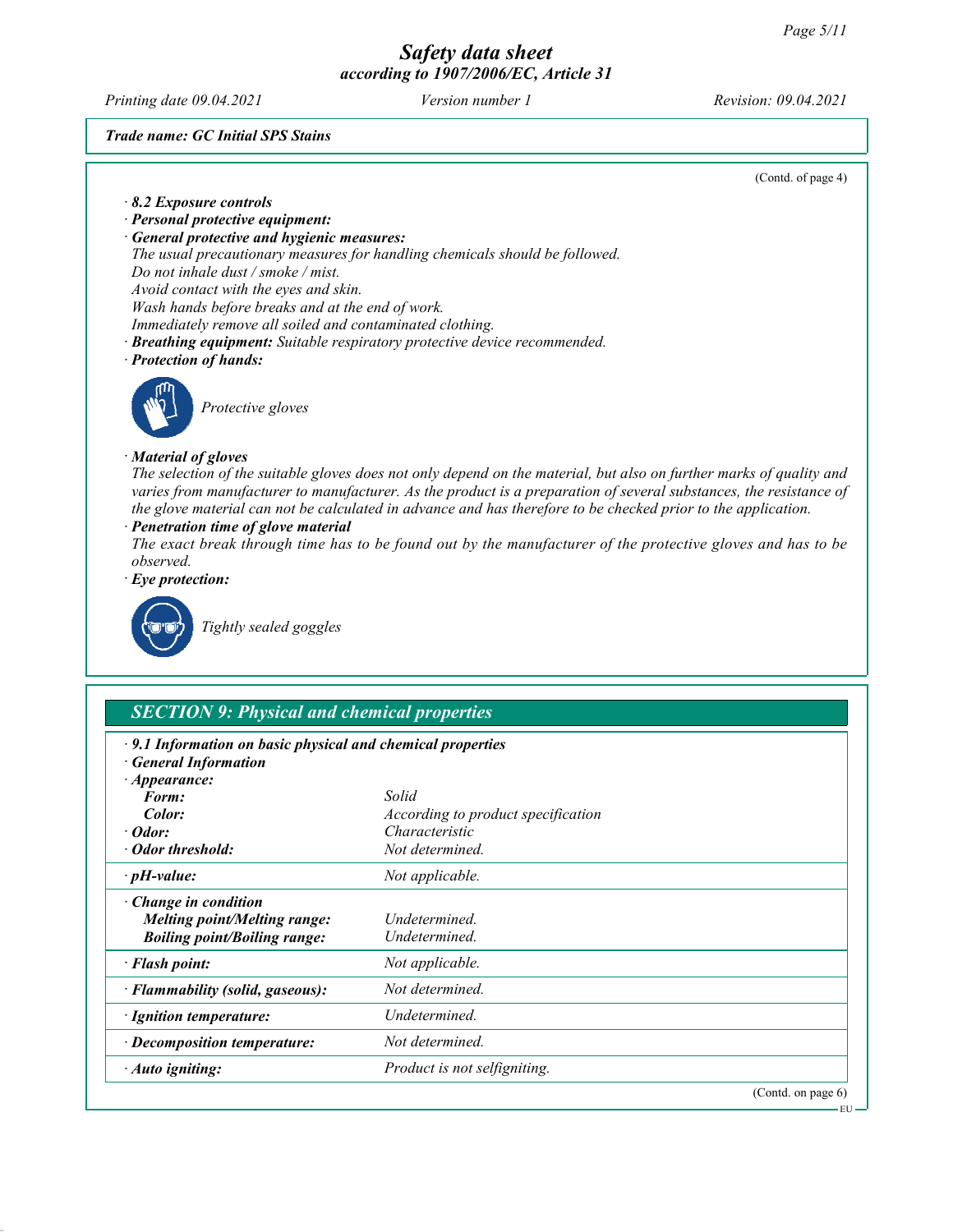*Trade name: GC Initial SPS Stains*

(Contd. of page 4)

· **8.2 Exposure controls**
· **Personal protective equipment:**
· **General protective and hygienic measures:**
The usual precautionary measures for handling chemicals should be followed.
Do not inhale dust / smoke / mist.
Avoid contact with the eyes and skin.
Wash hands before breaks and at the end of work.
Immediately remove all soiled and contaminated clothing.
· **Breathing equipment:** Suitable respiratory protective device recommended.
· **Protection of hands:**

Protective gloves

· **Material of gloves**
The selection of the suitable gloves does not only depend on the material, but also on further marks of quality and varies from manufacturer to manufacturer. As the product is a preparation of several substances, the resistance of the glove material can not be calculated in advance and has therefore to be checked prior to the application.
· **Penetration time of glove material**
The exact break through time has to be found out by the manufacturer of the protective gloves and has to be observed.
· **Eye protection:**

Tightly sealed goggles

## SECTION 9: Physical and chemical properties

· **9.1 Information on basic physical and chemical properties**
· **General Information**

| | |
|---|---|
| · **Appearance:** | |
| **Form:** | Solid |
| **Color:** | According to product specification |
| · **Odor:** | Characteristic |
| · **Odor threshold:** | Not determined. |
| · **pH-value:** | Not applicable. |
| · **Change in condition** | |
| **Melting point/Melting range:** | Undetermined. |
| **Boiling point/Boiling range:** | Undetermined. |
| · **Flash point:** | Not applicable. |
| · **Flammability (solid, gaseous):** | Not determined. |
| · **Ignition temperature:** | Undetermined. |
| · **Decomposition temperature:** | Not determined. |
| · **Auto igniting:** | Product is not selfigniting. |

(Contd. on page 6)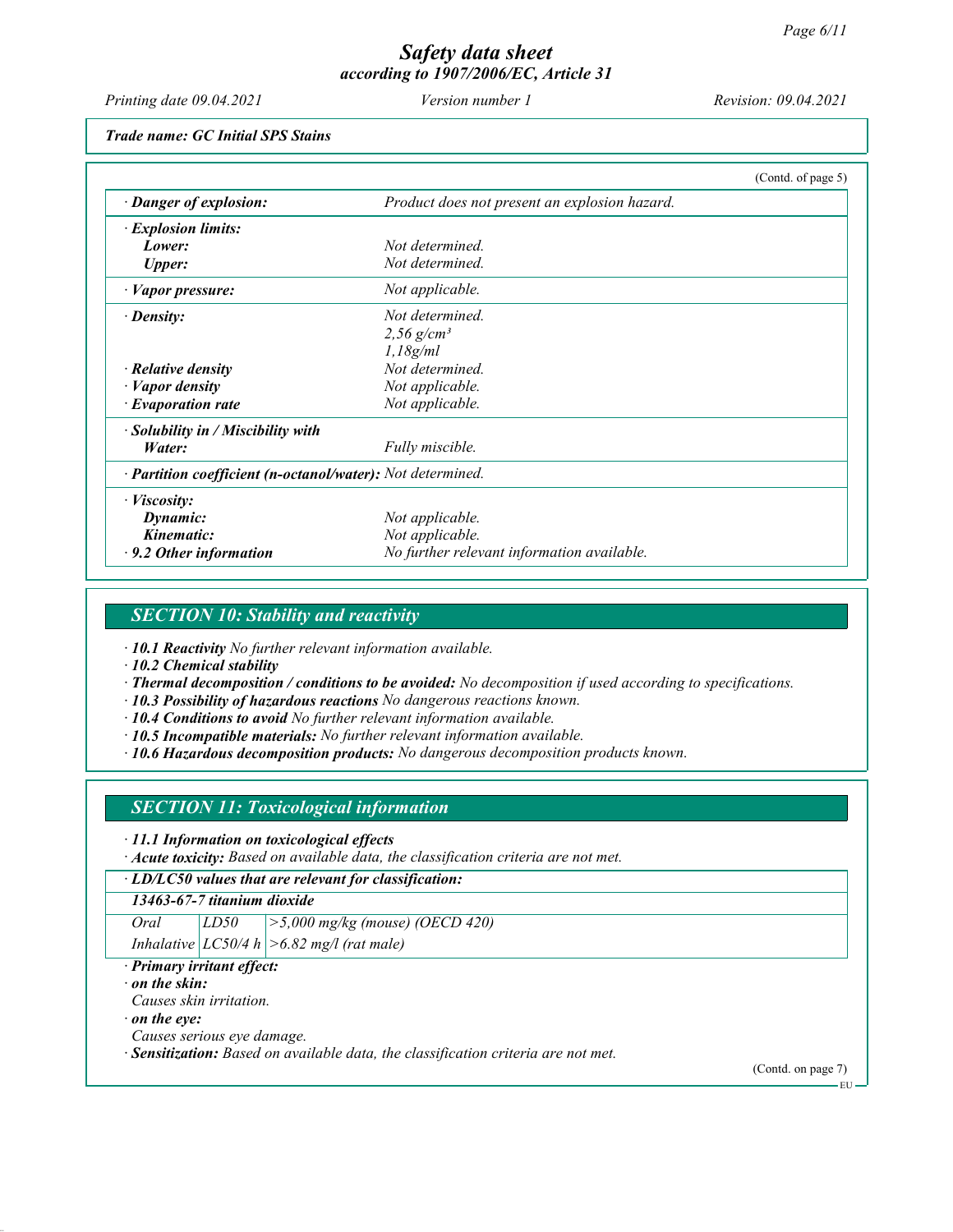Trade name: GC Initial SPS Stains

(Contd. of page 5)

| | |
|---|---|
| · **Danger of explosion:** | Product does not present an explosion hazard. |
| · **Explosion limits:** | |
| **Lower:** | Not determined. |
| **Upper:** | Not determined. |
| · **Vapor pressure:** | Not applicable. |
| · **Density:** | Not determined.<br>2,56 g/cm³<br>1,18g/ml |
| · **Relative density** | Not determined. |
| · **Vapor density** | Not applicable. |
| · **Evaporation rate** | Not applicable. |
| · **Solubility in / Miscibility with** | |
| **Water:** | Fully miscible. |
| · **Partition coefficient (n-octanol/water):** | Not determined. |
| · **Viscosity:** | |
| **Dynamic:** | Not applicable. |
| **Kinematic:** | Not applicable. |
| · **9.2 Other information** | No further relevant information available. |

## SECTION 10: Stability and reactivity

· **10.1 Reactivity** No further relevant information available.
· **10.2 Chemical stability**
· **Thermal decomposition / conditions to be avoided:** No decomposition if used according to specifications.
· **10.3 Possibility of hazardous reactions** No dangerous reactions known.
· **10.4 Conditions to avoid** No further relevant information available.
· **10.5 Incompatible materials:** No further relevant information available.
· **10.6 Hazardous decomposition products:** No dangerous decomposition products known.

## SECTION 11: Toxicological information

· **11.1 Information on toxicological effects**
· **Acute toxicity:** Based on available data, the classification criteria are not met.

| · **LD/LC50 values that are relevant for classification:** | | |
|---|---|---|
| **13463-67-7 titanium dioxide** | | |
| Oral | LD50 | >5,000 mg/kg (mouse) (OECD 420) |
| Inhalative | LC50/4 h | >6.82 mg/l (rat male) |

· **Primary irritant effect:**
· **on the skin:**
Causes skin irritation.
· **on the eye:**
Causes serious eye damage.
· **Sensitization:** Based on available data, the classification criteria are not met.

(Contd. on page 7)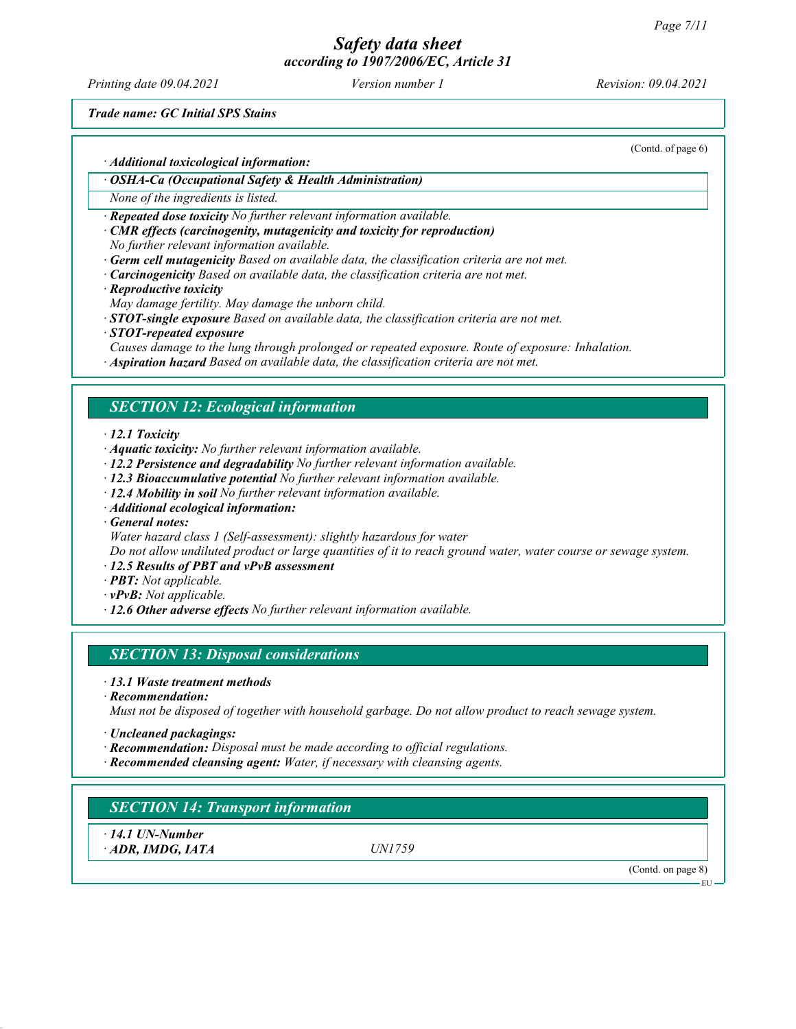Trade name: GC Initial SPS Stains

(Contd. of page 6)

· **Additional toxicological information:**

· **OSHA-Ca (Occupational Safety & Health Administration)**

None of the ingredients is listed.

· **Repeated dose toxicity** No further relevant information available.
· **CMR effects (carcinogenity, mutagenicity and toxicity for reproduction)**
No further relevant information available.
· **Germ cell mutagenicity** Based on available data, the classification criteria are not met.
· **Carcinogenicity** Based on available data, the classification criteria are not met.
· **Reproductive toxicity**
May damage fertility. May damage the unborn child.
· **STOT-single exposure** Based on available data, the classification criteria are not met.
· **STOT-repeated exposure**
Causes damage to the lung through prolonged or repeated exposure. Route of exposure: Inhalation.
· **Aspiration hazard** Based on available data, the classification criteria are not met.

## SECTION 12: Ecological information

· **12.1 Toxicity**
· **Aquatic toxicity:** No further relevant information available.
· **12.2 Persistence and degradability** No further relevant information available.
· **12.3 Bioaccumulative potential** No further relevant information available.
· **12.4 Mobility in soil** No further relevant information available.
· **Additional ecological information:**
· **General notes:**
Water hazard class 1 (Self-assessment): slightly hazardous for water
Do not allow undiluted product or large quantities of it to reach ground water, water course or sewage system.
· **12.5 Results of PBT and vPvB assessment**
· **PBT:** Not applicable.
· **vPvB:** Not applicable.
· **12.6 Other adverse effects** No further relevant information available.

## SECTION 13: Disposal considerations

· **13.1 Waste treatment methods**
· **Recommendation:**
Must not be disposed of together with household garbage. Do not allow product to reach sewage system.

· **Uncleaned packagings:**
· **Recommendation:** Disposal must be made according to official regulations.
· **Recommended cleansing agent:** Water, if necessary with cleansing agents.

## SECTION 14: Transport information

· **14.1 UN-Number**
· **ADR, IMDG, IATA** UN1759

(Contd. on page 8)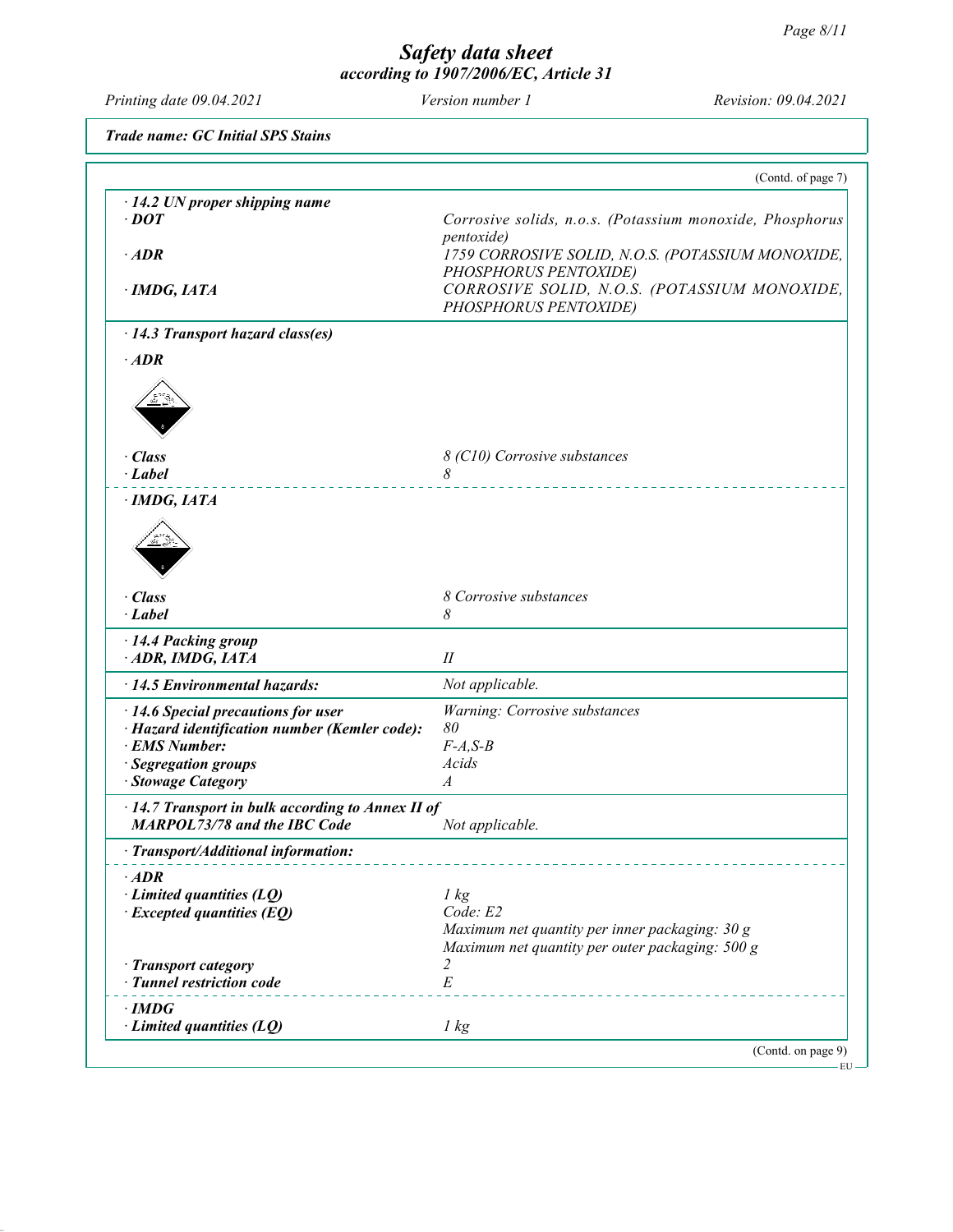*Trade name: GC Initial SPS Stains*

(Contd. of page 7)

**· 14.2 UN proper shipping name**

| | |
|---|---|
| **· DOT** | Corrosive solids, n.o.s. (Potassium monoxide, Phosphorus pentoxide) |
| **· ADR** | 1759 CORROSIVE SOLID, N.O.S. (POTASSIUM MONOXIDE, PHOSPHORUS PENTOXIDE) |
| **· IMDG, IATA** | CORROSIVE SOLID, N.O.S. (POTASSIUM MONOXIDE, PHOSPHORUS PENTOXIDE) |

**· 14.3 Transport hazard class(es)**

**· ADR**

| | |
|---|---|
| **· Class** | 8 (C10) Corrosive substances |
| **· Label** | 8 |

**· IMDG, IATA**

| | |
|---|---|
| **· Class** | 8 Corrosive substances |
| **· Label** | 8 |

**· 14.4 Packing group**

| | |
|---|---|
| **· ADR, IMDG, IATA** | II |

| | |
|---|---|
| **· 14.5 Environmental hazards:** | Not applicable. |

| | |
|---|---|
| **· 14.6 Special precautions for user** | Warning: Corrosive substances |
| **· Hazard identification number (Kemler code):** | 80 |
| **· EMS Number:** | F-A,S-B |
| **· Segregation groups** | Acids |
| **· Stowage Category** | A |

| | |
|---|---|
| **· 14.7 Transport in bulk according to Annex II of MARPOL73/78 and the IBC Code** | Not applicable. |

**· Transport/Additional information:**

**· ADR**

| | |
|---|---|
| **· Limited quantities (LQ)** | 1 kg |
| **· Excepted quantities (EQ)** | Code: E2<br>Maximum net quantity per inner packaging: 30 g<br>Maximum net quantity per outer packaging: 500 g |
| **· Transport category** | 2 |
| **· Tunnel restriction code** | E |

**· IMDG**

| | |
|---|---|
| **· Limited quantities (LQ)** | 1 kg |

(Contd. on page 9)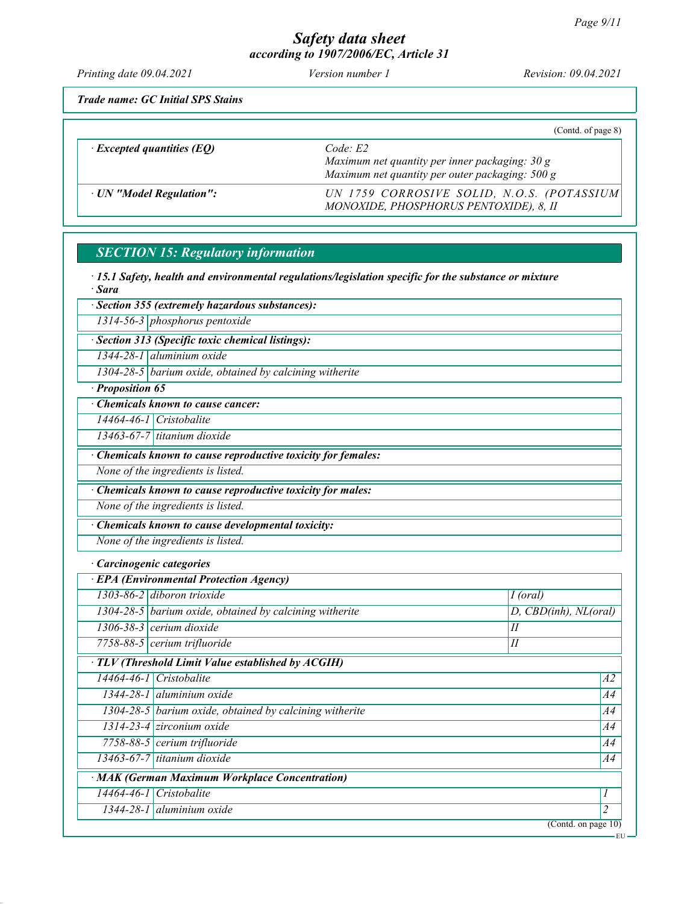*Trade name: GC Initial SPS Stains*

(Contd. of page 8)

| | |
|---|---|
| · **Excepted quantities (EQ)** | Code: E2<br>Maximum net quantity per inner packaging: 30 g<br>Maximum net quantity per outer packaging: 500 g |
| · **UN "Model Regulation":** | UN 1759 CORROSIVE SOLID, N.O.S. (POTASSIUM MONOXIDE, PHOSPHORUS PENTOXIDE), 8, II |

## SECTION 15: Regulatory information

· **15.1 Safety, health and environmental regulations/legislation specific for the substance or mixture**

· **Sara**

· **Section 355 (extremely hazardous substances):**

| | |
|---|---|
| 1314-56-3 | phosphorus pentoxide |

· **Section 313 (Specific toxic chemical listings):**

| | |
|---|---|
| 1344-28-1 | aluminium oxide |
| 1304-28-5 | barium oxide, obtained by calcining witherite |

· **Proposition 65**

· **Chemicals known to cause cancer:**

| | |
|---|---|
| 14464-46-1 | Cristobalite |
| 13463-67-7 | titanium dioxide |

· **Chemicals known to cause reproductive toxicity for females:**

None of the ingredients is listed.

· **Chemicals known to cause reproductive toxicity for males:**

None of the ingredients is listed.

· **Chemicals known to cause developmental toxicity:**

None of the ingredients is listed.

· **Carcinogenic categories**

· **EPA (Environmental Protection Agency)**

| | | |
|---|---|---|
| 1303-86-2 | diboron trioxide | I (oral) |
| 1304-28-5 | barium oxide, obtained by calcining witherite | D, CBD(inh), NL(oral) |
| 1306-38-3 | cerium dioxide | II |
| 7758-88-5 | cerium trifluoride | II |

· **TLV (Threshold Limit Value established by ACGIH)**

| | | |
|---|---|---|
| 14464-46-1 | Cristobalite | A2 |
| 1344-28-1 | aluminium oxide | A4 |
| 1304-28-5 | barium oxide, obtained by calcining witherite | A4 |
| 1314-23-4 | zirconium oxide | A4 |
| 7758-88-5 | cerium trifluoride | A4 |
| 13463-67-7 | titanium dioxide | A4 |

· **MAK (German Maximum Workplace Concentration)**

| | | |
|---|---|---|
| 14464-46-1 | Cristobalite | 1 |
| 1344-28-1 | aluminium oxide | 2 |

(Contd. on page 10)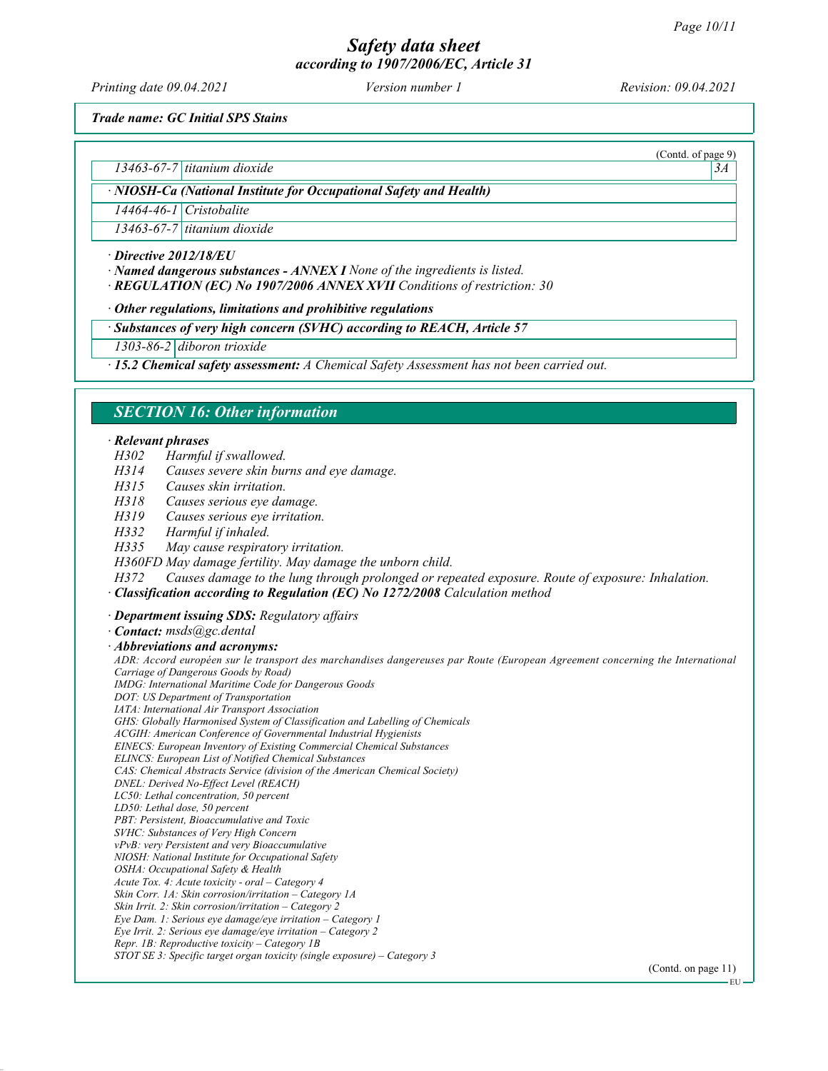*Trade name: GC Initial SPS Stains*

(Contd. of page 9)

| | | |
|---|---|---|
| 13463-67-7 | titanium dioxide | 3A |

**· NIOSH-Ca (National Institute for Occupational Safety and Health)**

| | |
|---|---|
| 14464-46-1 | Cristobalite |
| 13463-67-7 | titanium dioxide |

· ***Directive 2012/18/EU***

· ***Named dangerous substances - ANNEX I*** *None of the ingredients is listed.*

· ***REGULATION (EC) No 1907/2006 ANNEX XVII*** *Conditions of restriction: 30*

· ***Other regulations, limitations and prohibitive regulations***

**· Substances of very high concern (SVHC) according to REACH, Article 57**

| | |
|---|---|
| 1303-86-2 | diboron trioxide |

· ***15.2 Chemical safety assessment:*** *A Chemical Safety Assessment has not been carried out.*

## SECTION 16: Other information

· ***Relevant phrases***

*H302 Harmful if swallowed.*
*H314 Causes severe skin burns and eye damage.*
*H315 Causes skin irritation.*
*H318 Causes serious eye damage.*
*H319 Causes serious eye irritation.*
*H332 Harmful if inhaled.*
*H335 May cause respiratory irritation.*
*H360FD May damage fertility. May damage the unborn child.*
*H372 Causes damage to the lung through prolonged or repeated exposure. Route of exposure: Inhalation.*

· ***Classification according to Regulation (EC) No 1272/2008*** *Calculation method*

· ***Department issuing SDS:*** *Regulatory affairs*

· ***Contact:*** *msds@gc.dental*

· ***Abbreviations and acronyms:***

*ADR: Accord européen sur le transport des marchandises dangereuses par Route (European Agreement concerning the International Carriage of Dangerous Goods by Road)*
*IMDG: International Maritime Code for Dangerous Goods*
*DOT: US Department of Transportation*
*IATA: International Air Transport Association*
*GHS: Globally Harmonised System of Classification and Labelling of Chemicals*
*ACGIH: American Conference of Governmental Industrial Hygienists*
*EINECS: European Inventory of Existing Commercial Chemical Substances*
*ELINCS: European List of Notified Chemical Substances*
*CAS: Chemical Abstracts Service (division of the American Chemical Society)*
*DNEL: Derived No-Effect Level (REACH)*
*LC50: Lethal concentration, 50 percent*
*LD50: Lethal dose, 50 percent*
*PBT: Persistent, Bioaccumulative and Toxic*
*SVHC: Substances of Very High Concern*
*vPvB: very Persistent and very Bioaccumulative*
*NIOSH: National Institute for Occupational Safety*
*OSHA: Occupational Safety & Health*
*Acute Tox. 4: Acute toxicity - oral – Category 4*
*Skin Corr. 1A: Skin corrosion/irritation – Category 1A*
*Skin Irrit. 2: Skin corrosion/irritation – Category 2*
*Eye Dam. 1: Serious eye damage/eye irritation – Category 1*
*Eye Irrit. 2: Serious eye damage/eye irritation – Category 2*
*Repr. 1B: Reproductive toxicity – Category 1B*
*STOT SE 3: Specific target organ toxicity (single exposure) – Category 3*

(Contd. on page 11)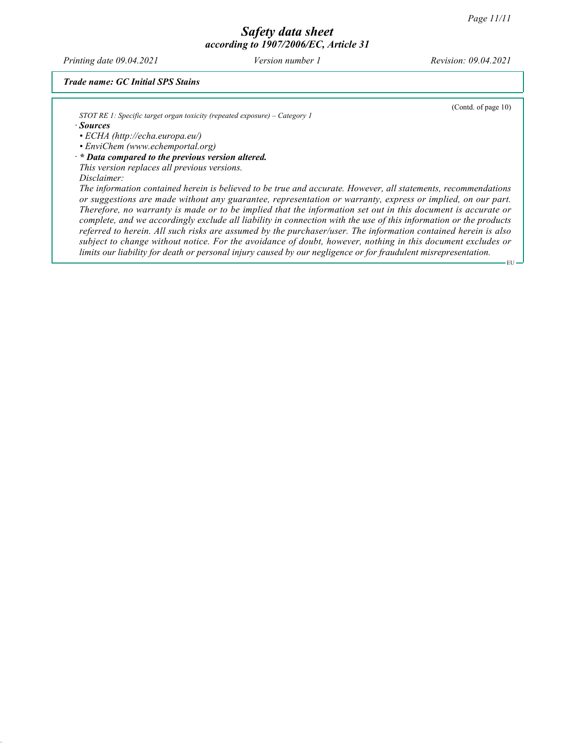*(Contd. of page 10)*

*STOT RE 1: Specific target organ toxicity (repeated exposure) – Category 1*

· ***Sources***

- *ECHA (http://echa.europa.eu/)*
- *EnviChem (www.echemportal.org)*

· ***\* Data compared to the previous version altered.***

*This version replaces all previous versions.*

*Disclaimer:*

*The information contained herein is believed to be true and accurate. However, all statements, recommendations or suggestions are made without any guarantee, representation or warranty, express or implied, on our part. Therefore, no warranty is made or to be implied that the information set out in this document is accurate or complete, and we accordingly exclude all liability in connection with the use of this information or the products referred to herein. All such risks are assumed by the purchaser/user. The information contained herein is also subject to change without notice. For the avoidance of doubt, however, nothing in this document excludes or limits our liability for death or personal injury caused by our negligence or for fraudulent misrepresentation.*